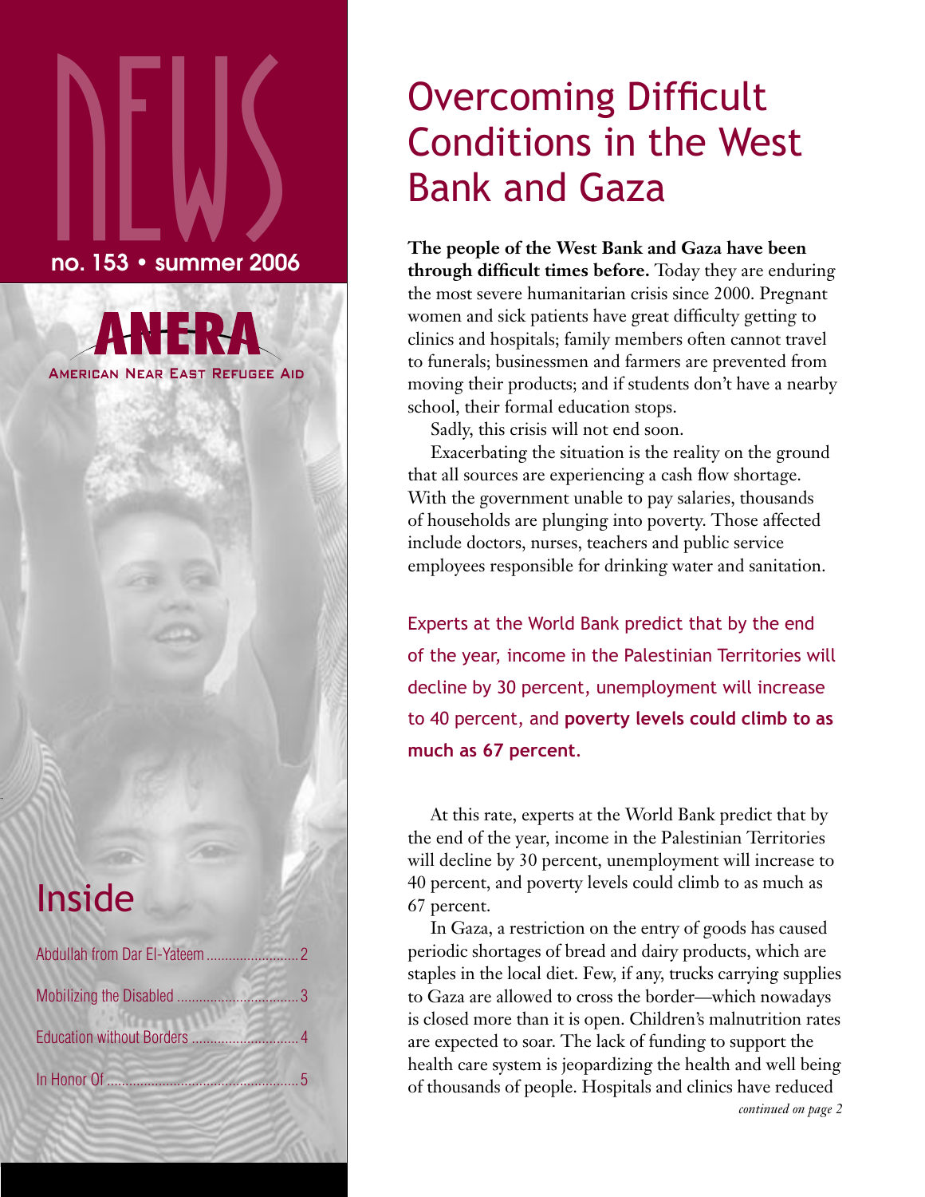NEWS

no. 153 • summer 2006

ANERA

American Near East Refugee Aid

## Inside

Abdullah from Dar El-Yateem ........................ 2

Mobilizing the Disabled ................................ 3

Education without Borders ............................ 4

In Honor Of ................................................... 5

# Overcoming Difficult Conditions in the West Bank and Gaza

**The people of the West Bank and Gaza have been through difficult times before.** Today they are enduring the most severe humanitarian crisis since 2000. Pregnant women and sick patients have great difficulty getting to clinics and hospitals; family members often cannot travel to funerals; businessmen and farmers are prevented from moving their products; and if students don't have a nearby school, their formal education stops.

Sadly, this crisis will not end soon.

Exacerbating the situation is the reality on the ground that all sources are experiencing a cash flow shortage. With the government unable to pay salaries, thousands of households are plunging into poverty. Those affected include doctors, nurses, teachers and public service employees responsible for drinking water and sanitation.

Experts at the World Bank predict that by the end of the year, income in the Palestinian Territories will decline by 30 percent, unemployment will increase to 40 percent, and **poverty levels could climb to as much as 67 percent.**

At this rate, experts at the World Bank predict that by the end of the year, income in the Palestinian Territories will decline by 30 percent, unemployment will increase to 40 percent, and poverty levels could climb to as much as 67 percent.

In Gaza, a restriction on the entry of goods has caused periodic shortages of bread and dairy products, which are staples in the local diet. Few, if any, trucks carrying supplies to Gaza are allowed to cross the border—which nowadays is closed more than it is open. Children's malnutrition rates are expected to soar. The lack of funding to support the health care system is jeopardizing the health and well being of thousands of people. Hospitals and clinics have reduced

*continued on page 2*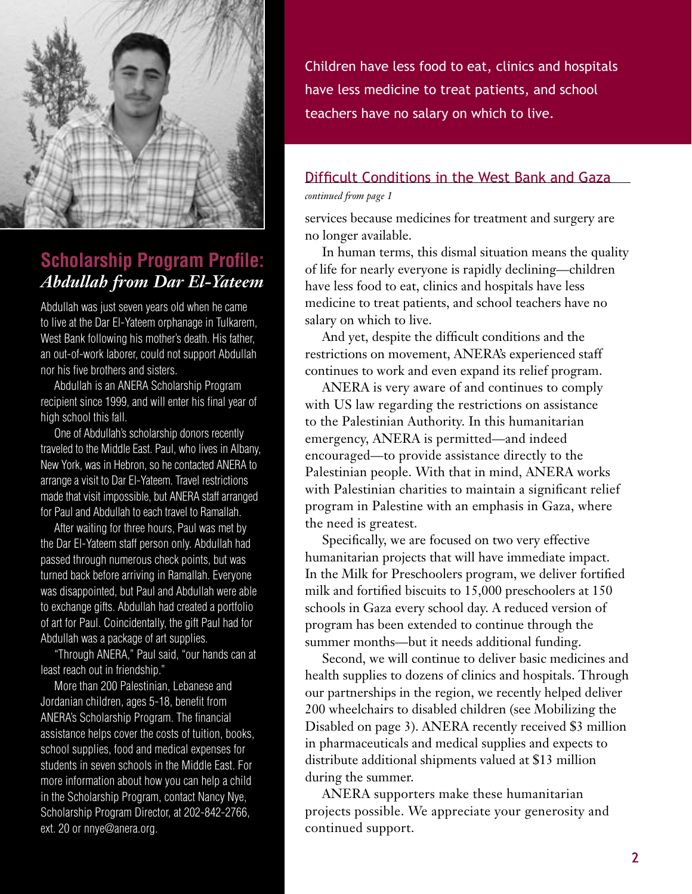## Scholarship Program Profile: *Abdullah from Dar El-Yateem*

Abdullah was just seven years old when he came to live at the Dar El-Yateem orphanage in Tulkarem, West Bank following his mother's death. His father, an out-of-work laborer, could not support Abdullah nor his five brothers and sisters.

Abdullah is an ANERA Scholarship Program recipient since 1999, and will enter his final year of high school this fall.

One of Abdullah's scholarship donors recently traveled to the Middle East. Paul, who lives in Albany, New York, was in Hebron, so he contacted ANERA to arrange a visit to Dar El-Yateem. Travel restrictions made that visit impossible, but ANERA staff arranged for Paul and Abdullah to each travel to Ramallah.

After waiting for three hours, Paul was met by the Dar El-Yateem staff person only. Abdullah had passed through numerous check points, but was turned back before arriving in Ramallah. Everyone was disappointed, but Paul and Abdullah were able to exchange gifts. Abdullah had created a portfolio of art for Paul. Coincidentally, the gift Paul had for Abdullah was a package of art supplies.

"Through ANERA," Paul said, "our hands can at least reach out in friendship."

More than 200 Palestinian, Lebanese and Jordanian children, ages 5-18, benefit from ANERA's Scholarship Program. The financial assistance helps cover the costs of tuition, books, school supplies, food and medical expenses for students in seven schools in the Middle East. For more information about how you can help a child in the Scholarship Program, contact Nancy Nye, Scholarship Program Director, at 202-842-2766, ext. 20 or nnye@anera.org.

Children have less food to eat, clinics and hospitals have less medicine to treat patients, and school teachers have no salary on which to live.

## Difficult Conditions in the West Bank and Gaza

*continued from page 1*

services because medicines for treatment and surgery are no longer available.

In human terms, this dismal situation means the quality of life for nearly everyone is rapidly declining—children have less food to eat, clinics and hospitals have less medicine to treat patients, and school teachers have no salary on which to live.

And yet, despite the difficult conditions and the restrictions on movement, ANERA's experienced staff continues to work and even expand its relief program.

ANERA is very aware of and continues to comply with US law regarding the restrictions on assistance to the Palestinian Authority. In this humanitarian emergency, ANERA is permitted—and indeed encouraged—to provide assistance directly to the Palestinian people. With that in mind, ANERA works with Palestinian charities to maintain a significant relief program in Palestine with an emphasis in Gaza, where the need is greatest.

Specifically, we are focused on two very effective humanitarian projects that will have immediate impact. In the Milk for Preschoolers program, we deliver fortified milk and fortified biscuits to 15,000 preschoolers at 150 schools in Gaza every school day. A reduced version of program has been extended to continue through the summer months—but it needs additional funding.

Second, we will continue to deliver basic medicines and health supplies to dozens of clinics and hospitals. Through our partnerships in the region, we recently helped deliver 200 wheelchairs to disabled children (see Mobilizing the Disabled on page 3). ANERA recently received $3 million in pharmaceuticals and medical supplies and expects to distribute additional shipments valued at $13 million during the summer.

ANERA supporters make these humanitarian projects possible. We appreciate your generosity and continued support.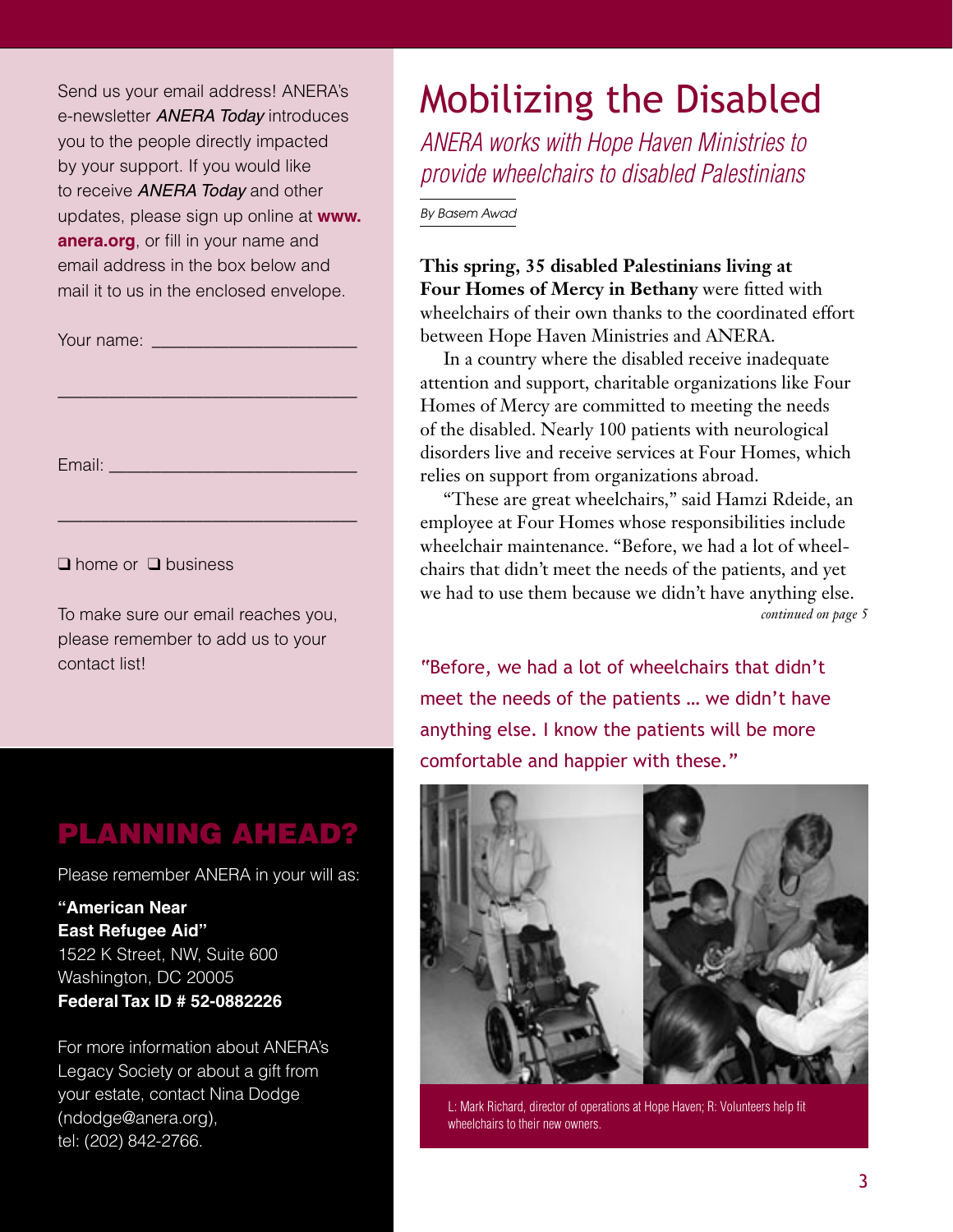Send us your email address! ANERA's e-newsletter *ANERA Today* introduces you to the people directly impacted by your support. If you would like to receive *ANERA Today* and other updates, please sign up online at **www.anera.org**, or fill in your name and email address in the box below and mail it to us in the enclosed envelope.

Your name: ______________________

______________________________

Email: __________________________

______________________________

❑ home or ❑ business

To make sure our email reaches you, please remember to add us to your contact list!

## PLANNING AHEAD?

Please remember ANERA in your will as:

**"American Near East Refugee Aid"**
1522 K Street, NW, Suite 600
Washington, DC 20005
**Federal Tax ID # 52-0882226**

For more information about ANERA's Legacy Society or about a gift from your estate, contact Nina Dodge (ndodge@anera.org), tel: (202) 842-2766.

# Mobilizing the Disabled

*ANERA works with Hope Haven Ministries to provide wheelchairs to disabled Palestinians*

*By Basem Awad*

**This spring, 35 disabled Palestinians living at Four Homes of Mercy in Bethany** were fitted with wheelchairs of their own thanks to the coordinated effort between Hope Haven Ministries and ANERA.

In a country where the disabled receive inadequate attention and support, charitable organizations like Four Homes of Mercy are committed to meeting the needs of the disabled. Nearly 100 patients with neurological disorders live and receive services at Four Homes, which relies on support from organizations abroad.

"These are great wheelchairs," said Hamzi Rdeide, an employee at Four Homes whose responsibilities include wheelchair maintenance. "Before, we had a lot of wheelchairs that didn't meet the needs of the patients, and yet we had to use them because we didn't have anything else.

*continued on page 5*

"Before, we had a lot of wheelchairs that didn't meet the needs of the patients … we didn't have anything else. I know the patients will be more comfortable and happier with these."

L: Mark Richard, director of operations at Hope Haven; R: Volunteers help fit wheelchairs to their new owners.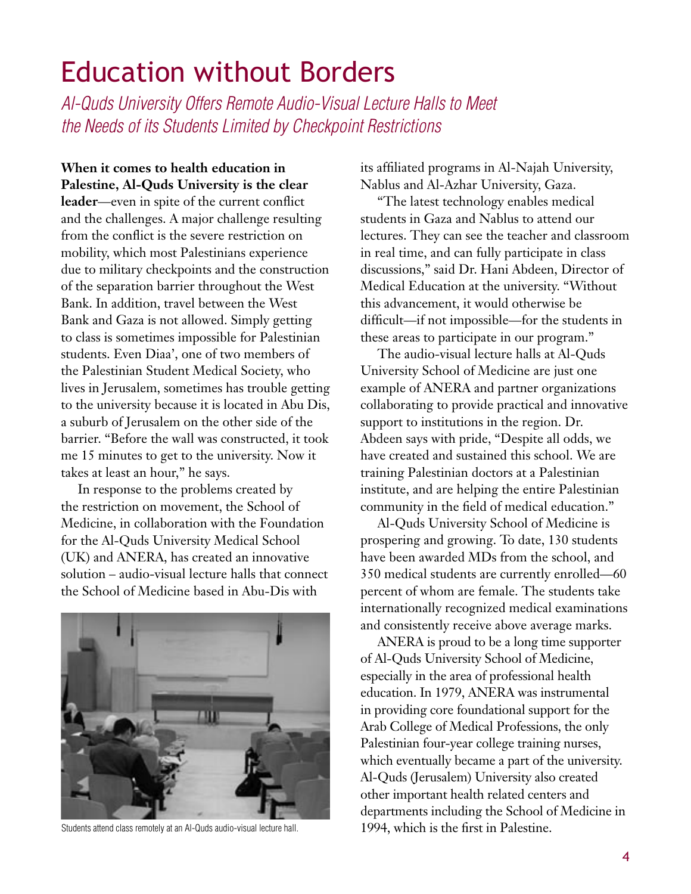# Education without Borders

*Al-Quds University Offers Remote Audio-Visual Lecture Halls to Meet the Needs of its Students Limited by Checkpoint Restrictions*

**When it comes to health education in Palestine, Al-Quds University is the clear leader**—even in spite of the current conflict and the challenges. A major challenge resulting from the conflict is the severe restriction on mobility, which most Palestinians experience due to military checkpoints and the construction of the separation barrier throughout the West Bank. In addition, travel between the West Bank and Gaza is not allowed. Simply getting to class is sometimes impossible for Palestinian students. Even Diaa', one of two members of the Palestinian Student Medical Society, who lives in Jerusalem, sometimes has trouble getting to the university because it is located in Abu Dis, a suburb of Jerusalem on the other side of the barrier. "Before the wall was constructed, it took me 15 minutes to get to the university. Now it takes at least an hour," he says.

In response to the problems created by the restriction on movement, the School of Medicine, in collaboration with the Foundation for the Al-Quds University Medical School (UK) and ANERA, has created an innovative solution – audio-visual lecture halls that connect the School of Medicine based in Abu-Dis with its affiliated programs in Al-Najah University, Nablus and Al-Azhar University, Gaza.

Students attend class remotely at an Al-Quds audio-visual lecture hall.

"The latest technology enables medical students in Gaza and Nablus to attend our lectures. They can see the teacher and classroom in real time, and can fully participate in class discussions," said Dr. Hani Abdeen, Director of Medical Education at the university. "Without this advancement, it would otherwise be difficult—if not impossible—for the students in these areas to participate in our program."

The audio-visual lecture halls at Al-Quds University School of Medicine are just one example of ANERA and partner organizations collaborating to provide practical and innovative support to institutions in the region. Dr. Abdeen says with pride, "Despite all odds, we have created and sustained this school. We are training Palestinian doctors at a Palestinian institute, and are helping the entire Palestinian community in the field of medical education."

Al-Quds University School of Medicine is prospering and growing. To date, 130 students have been awarded MDs from the school, and 350 medical students are currently enrolled—60 percent of whom are female. The students take internationally recognized medical examinations and consistently receive above average marks.

ANERA is proud to be a long time supporter of Al-Quds University School of Medicine, especially in the area of professional health education. In 1979, ANERA was instrumental in providing core foundational support for the Arab College of Medical Professions, the only Palestinian four-year college training nurses, which eventually became a part of the university. Al-Quds (Jerusalem) University also created other important health related centers and departments including the School of Medicine in 1994, which is the first in Palestine.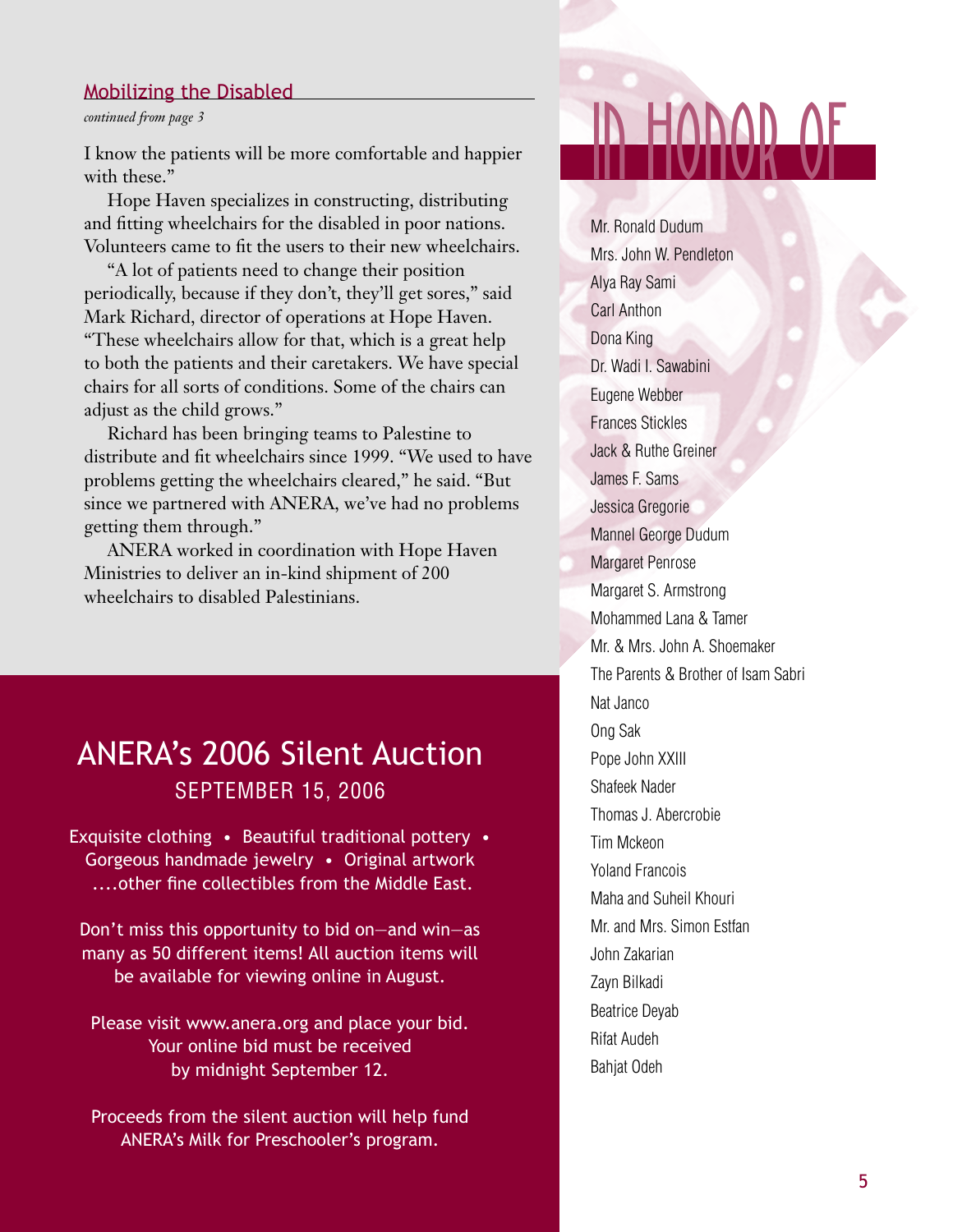## Mobilizing the Disabled

*continued from page 3*

I know the patients will be more comfortable and happier with these."

Hope Haven specializes in constructing, distributing and fitting wheelchairs for the disabled in poor nations. Volunteers came to fit the users to their new wheelchairs.

"A lot of patients need to change their position periodically, because if they don't, they'll get sores," said Mark Richard, director of operations at Hope Haven. "These wheelchairs allow for that, which is a great help to both the patients and their caretakers. We have special chairs for all sorts of conditions. Some of the chairs can adjust as the child grows."

Richard has been bringing teams to Palestine to distribute and fit wheelchairs since 1999. "We used to have problems getting the wheelchairs cleared," he said. "But since we partnered with ANERA, we've had no problems getting them through."

ANERA worked in coordination with Hope Haven Ministries to deliver an in-kind shipment of 200 wheelchairs to disabled Palestinians.

## ANERA's 2006 Silent Auction

### SEPTEMBER 15, 2006

Exquisite clothing • Beautiful traditional pottery • Gorgeous handmade jewelry • Original artwork ....other fine collectibles from the Middle East.

Don't miss this opportunity to bid on—and win—as many as 50 different items! All auction items will be available for viewing online in August.

Please visit www.anera.org and place your bid. Your online bid must be received by midnight September 12.

Proceeds from the silent auction will help fund ANERA's Milk for Preschooler's program.

# IN HONOR OF

Mr. Ronald Dudum
Mrs. John W. Pendleton
Alya Ray Sami
Carl Anthon
Dona King
Dr. Wadi I. Sawabini
Eugene Webber
Frances Stickles
Jack & Ruthe Greiner
James F. Sams
Jessica Gregorie
Mannel George Dudum
Margaret Penrose
Margaret S. Armstrong
Mohammed Lana & Tamer
Mr. & Mrs. John A. Shoemaker
The Parents & Brother of Isam Sabri
Nat Janco
Ong Sak
Pope John XXIII
Shafeek Nader
Thomas J. Abercrobie
Tim Mckeon
Yoland Francois
Maha and Suheil Khouri
Mr. and Mrs. Simon Estfan
John Zakarian
Zayn Bilkadi
Beatrice Deyab
Rifat Audeh
Bahjat Odeh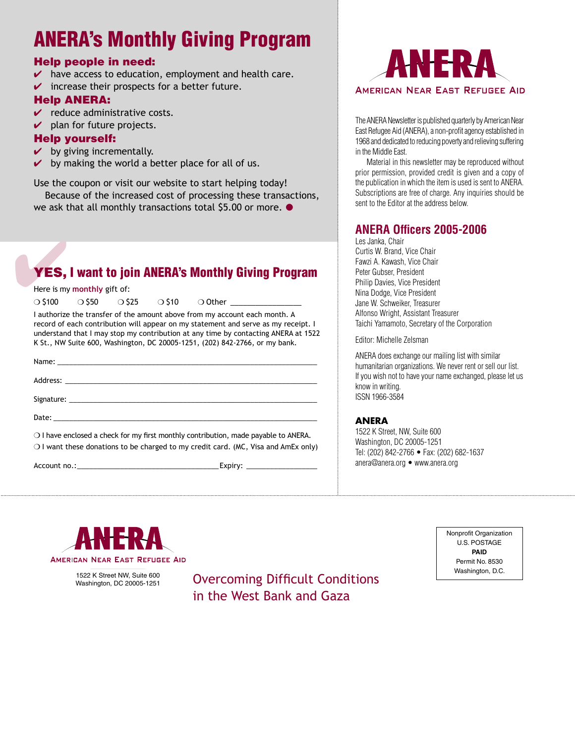# ANERA's Monthly Giving Program

### Help people in need:

- ✔ have access to education, employment and health care.
- ✔ increase their prospects for a better future.

### Help ANERA:

- ✔ reduce administrative costs.
- ✔ plan for future projects.

### Help yourself:

- ✔ by giving incrementally.
- ✔ by making the world a better place for all of us.

Use the coupon or visit our website to start helping today!

Because of the increased cost of processing these transactions, we ask that all monthly transactions total $5.00 or more. ●

## YES, I want to join ANERA's Monthly Giving Program

Here is my **monthly** gift of:

❍ $100 ❍ $50 ❍ $25 ❍ $10 ❍ Other ________________

I authorize the transfer of the amount above from my account each month. A record of each contribution will appear on my statement and serve as my receipt. I understand that I may stop my contribution at any time by contacting ANERA at 1522 K St., NW Suite 600, Washington, DC 20005-1251, (202) 842-2766, or my bank.

Name: ____________________________________________

Address: __________________________________________

Signature: _________________________________________

Date: _____________________________________________

❍ I have enclosed a check for my first monthly contribution, made payable to ANERA.

❍ I want these donations to be charged to my credit card. (MC, Visa and AmEx only)

Account no.:_______________________________ Expiry: _________________

**ANERA**
AMERICAN NEAR EAST REFUGEE AID

The ANERA Newsletter is published quarterly by American Near East Refugee Aid (ANERA), a non-profit agency established in 1968 and dedicated to reducing poverty and relieving suffering in the Middle East.

Material in this newsletter may be reproduced without prior permission, provided credit is given and a copy of the publication in which the item is used is sent to ANERA. Subscriptions are free of charge. Any inquiries should be sent to the Editor at the address below.

## ANERA Officers 2005-2006

Les Janka, Chair
Curtis W. Brand, Vice Chair
Fawzi A. Kawash, Vice Chair
Peter Gubser, President
Philip Davies, Vice President
Nina Dodge, Vice President
Jane W. Schweiker, Treasurer
Alfonso Wright, Assistant Treasurer
Taichi Yamamoto, Secretary of the Corporation

Editor: Michelle Zelsman

ANERA does exchange our mailing list with similar humanitarian organizations. We never rent or sell our list. If you wish not to have your name exchanged, please let us know in writing.
ISSN 1966-3584

**ANERA**
1522 K Street, NW, Suite 600
Washington, DC 20005-1251
Tel: (202) 842-2766 • Fax: (202) 682-1637
anera@anera.org • www.anera.org

**ANERA**
AMERICAN NEAR EAST REFUGEE AID

1522 K Street NW, Suite 600
Washington, DC 20005-1251

Overcoming Difficult Conditions in the West Bank and Gaza

Nonprofit Organization
U.S. POSTAGE
**PAID**
Permit No. 8530
Washington, D.C.